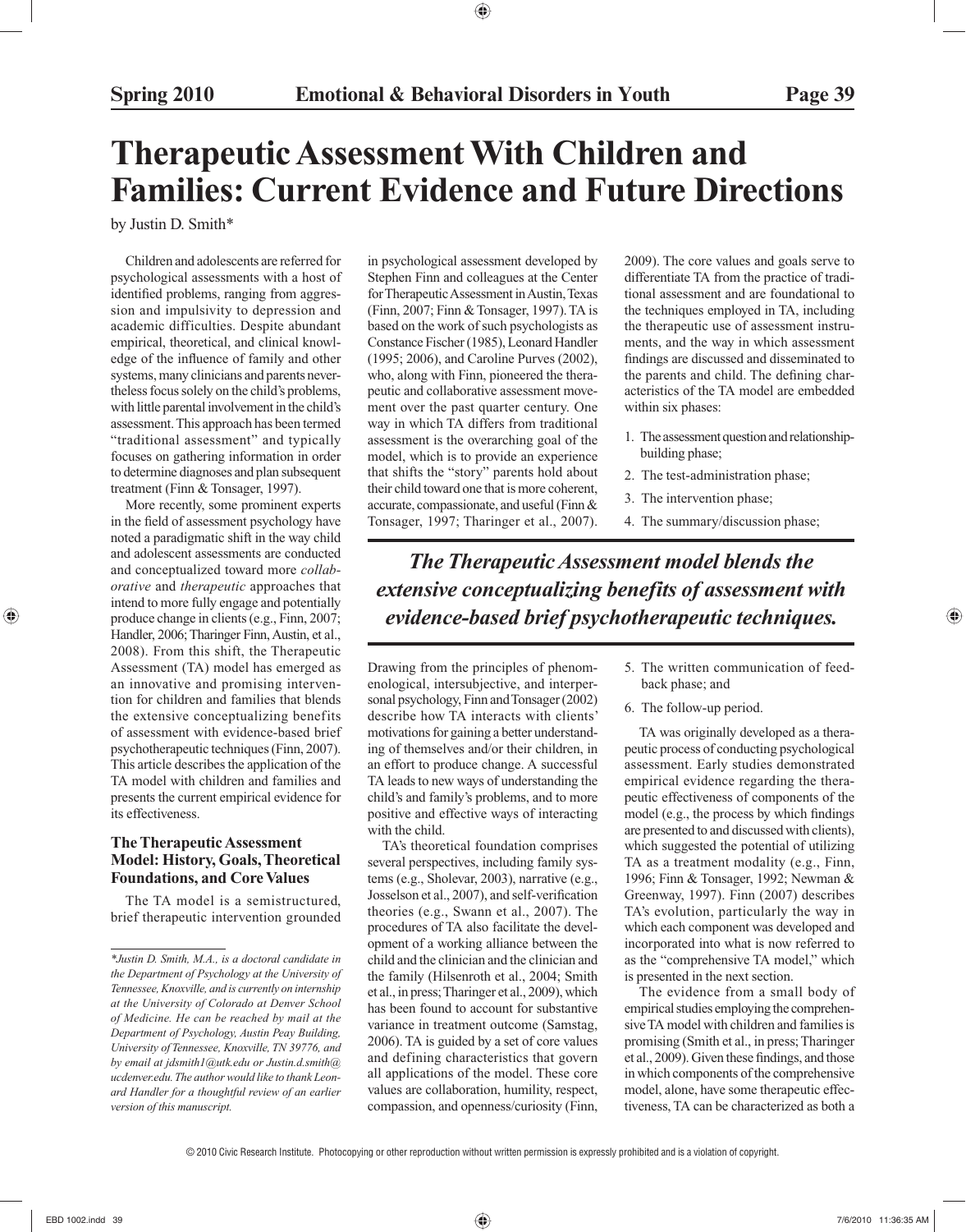# Therapeutic Assessment With Children and Families: Current Evidence and Future Directions

by Justin D. Smith*

Children and adolescents are referred for psychological assessments with a host of identified problems, ranging from aggression and impulsivity to depression and academic difficulties. Despite abundant empirical, theoretical, and clinical knowledge of the influence of family and other systems, many clinicians and parents nevertheless focus solely on the child's problems, with little parental involvement in the child's assessment. This approach has been termed "traditional assessment" and typically focuses on gathering information in order to determine diagnoses and plan subsequent treatment (Finn & Tonsager, 1997).

More recently, some prominent experts in the field of assessment psychology have noted a paradigmatic shift in the way child and adolescent assessments are conducted and conceptualized toward more *collaborative* and *therapeutic* approaches that intend to more fully engage and potentially produce change in clients (e.g., Finn, 2007; Handler, 2006; Tharinger Finn, Austin, et al., 2008). From this shift, the Therapeutic Assessment (TA) model has emerged as an innovative and promising intervention for children and families that blends the extensive conceptualizing benefits of assessment with evidence-based brief psychotherapeutic techniques (Finn, 2007). This article describes the application of the TA model with children and families and presents the current empirical evidence for its effectiveness.

## The Therapeutic Assessment Model: History, Goals, Theoretical Foundations, and Core Values

The TA model is a semistructured, brief therapeutic intervention grounded in psychological assessment developed by Stephen Finn and colleagues at the Center for Therapeutic Assessment in Austin, Texas (Finn, 2007; Finn & Tonsager, 1997). TA is based on the work of such psychologists as Constance Fischer (1985), Leonard Handler (1995; 2006), and Caroline Purves (2002), who, along with Finn, pioneered the therapeutic and collaborative assessment movement over the past quarter century. One way in which TA differs from traditional assessment is the overarching goal of the model, which is to provide an experience that shifts the "story" parents hold about their child toward one that is more coherent, accurate, compassionate, and useful (Finn & Tonsager, 1997; Tharinger et al., 2007). Drawing from the principles of phenomenological, intersubjective, and interpersonal psychology, Finn and Tonsager (2002) describe how TA interacts with clients' motivations for gaining a better understanding of themselves and/or their children, in an effort to produce change. A successful TA leads to new ways of understanding the child's and family's problems, and to more positive and effective ways of interacting with the child.

TA's theoretical foundation comprises several perspectives, including family systems (e.g., Sholevar, 2003), narrative (e.g., Josselson et al., 2007), and self-verification theories (e.g., Swann et al., 2007). The procedures of TA also facilitate the development of a working alliance between the child and the clinician and the clinician and the family (Hilsenroth et al., 2004; Smith et al., in press; Tharinger et al., 2009), which has been found to account for substantive variance in treatment outcome (Samstag, 2006). TA is guided by a set of core values and defining characteristics that govern all applications of the model. These core values are collaboration, humility, respect, compassion, and openness/curiosity (Finn, 2009). The core values and goals serve to differentiate TA from the practice of traditional assessment and are foundational to the techniques employed in TA, including the therapeutic use of assessment instruments, and the way in which assessment findings are discussed and disseminated to the parents and child. The defining characteristics of the TA model are embedded within six phases:

1. The assessment question and relationship-building phase;
2. The test-administration phase;
3. The intervention phase;
4. The summary/discussion phase;
5. The written communication of feedback phase; and
6. The follow-up period.

***The Therapeutic Assessment model blends the extensive conceptualizing benefits of assessment with evidence-based brief psychotherapeutic techniques.***

TA was originally developed as a therapeutic process of conducting psychological assessment. Early studies demonstrated empirical evidence regarding the therapeutic effectiveness of components of the model (e.g., the process by which findings are presented to and discussed with clients), which suggested the potential of utilizing TA as a treatment modality (e.g., Finn, 1996; Finn & Tonsager, 1992; Newman & Greenway, 1997). Finn (2007) describes TA's evolution, particularly the way in which each component was developed and incorporated into what is now referred to as the "comprehensive TA model," which is presented in the next section.

The evidence from a small body of empirical studies employing the comprehensive TA model with children and families is promising (Smith et al., in press; Tharinger et al., 2009). Given these findings, and those in which components of the comprehensive model, alone, have some therapeutic effectiveness, TA can be characterized as both a

*\*Justin D. Smith, M.A., is a doctoral candidate in the Department of Psychology at the University of Tennessee, Knoxville, and is currently on internship at the University of Colorado at Denver School of Medicine. He can be reached by mail at the Department of Psychology, Austin Peay Building, University of Tennessee, Knoxville, TN 39776, and by email at jdsmith1@utk.edu or Justin.d.smith@ucdenver.edu. The author would like to thank Leonard Handler for a thoughtful review of an earlier version of this manuscript.*

© 2010 Civic Research Institute. Photocopying or other reproduction without written permission is expressly prohibited and is a violation of copyright.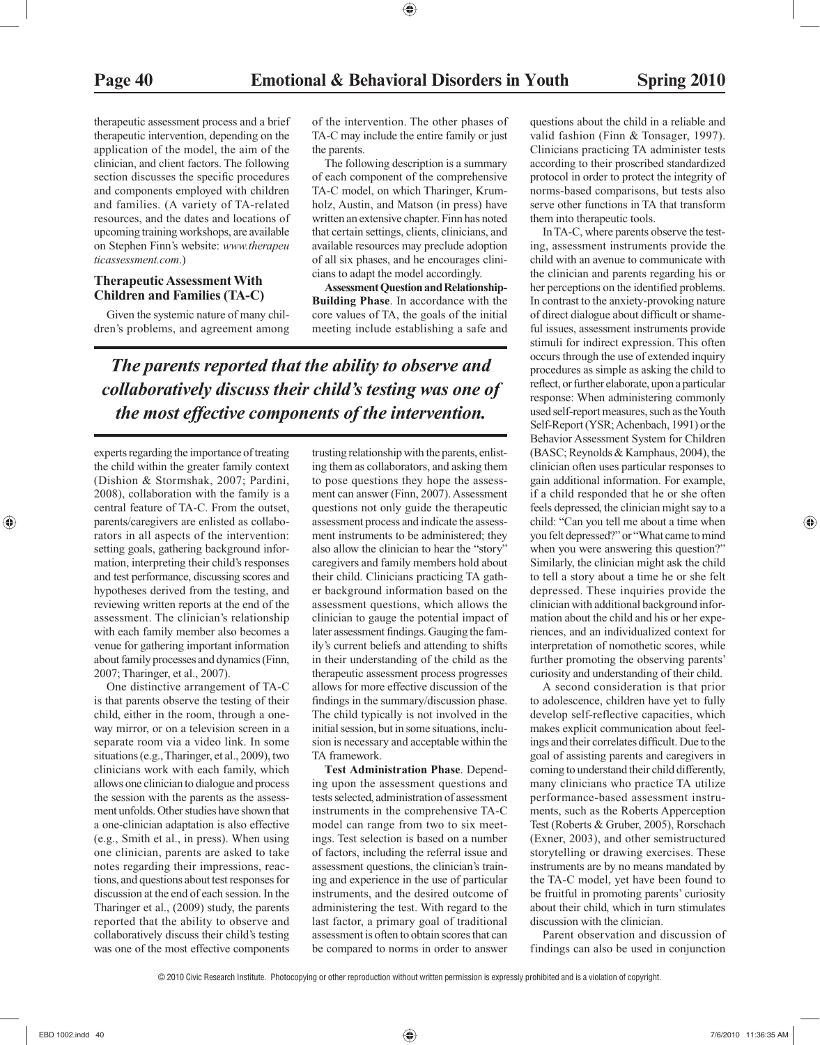therapeutic assessment process and a brief therapeutic intervention, depending on the application of the model, the aim of the clinician, and client factors. The following section discusses the specific procedures and components employed with children and families. (A variety of TA-related resources, and the dates and locations of upcoming training workshops, are available on Stephen Finn's website: *www.therapeuticassessment.com*.)

### Therapeutic Assessment With Children and Families (TA-C)

Given the systemic nature of many children's problems, and agreement among experts regarding the importance of treating the child within the greater family context (Dishion & Stormshak, 2007; Pardini, 2008), collaboration with the family is a central feature of TA-C. From the outset, parents/caregivers are enlisted as collaborators in all aspects of the intervention: setting goals, gathering background information, interpreting their child's responses and test performance, discussing scores and hypotheses derived from the testing, and reviewing written reports at the end of the assessment. The clinician's relationship with each family member also becomes a venue for gathering important information about family processes and dynamics (Finn, 2007; Tharinger, et al., 2007).

One distinctive arrangement of TA-C is that parents observe the testing of their child, either in the room, through a one-way mirror, or on a television screen in a separate room via a video link. In some situations (e.g., Tharinger, et al., 2009), two clinicians work with each family, which allows one clinician to dialogue and process the session with the parents as the assessment unfolds. Other studies have shown that a one-clinician adaptation is also effective (e.g., Smith et al., in press). When using one clinician, parents are asked to take notes regarding their impressions, reactions, and questions about test responses for discussion at the end of each session. In the Tharinger et al., (2009) study, the parents reported that the ability to observe and collaboratively discuss their child's testing was one of the most effective components of the intervention. The other phases of TA-C may include the entire family or just the parents.

*The parents reported that the ability to observe and collaboratively discuss their child's testing was one of the most effective components of the intervention.*

The following description is a summary of each component of the comprehensive TA-C model, on which Tharinger, Krumholz, Austin, and Matson (in press) have written an extensive chapter. Finn has noted that certain settings, clients, clinicians, and available resources may preclude adoption of all six phases, and he encourages clinicians to adapt the model accordingly.

**Assessment Question and Relationship-Building Phase**. In accordance with the core values of TA, the goals of the initial meeting include establishing a safe and trusting relationship with the parents, enlisting them as collaborators, and asking them to pose questions they hope the assessment can answer (Finn, 2007). Assessment questions not only guide the therapeutic assessment process and indicate the assessment instruments to be administered; they also allow the clinician to hear the "story" caregivers and family members hold about their child. Clinicians practicing TA gather background information based on the assessment questions, which allows the clinician to gauge the potential impact of later assessment findings. Gauging the family's current beliefs and attending to shifts in their understanding of the child as the therapeutic assessment process progresses allows for more effective discussion of the findings in the summary/discussion phase. The child typically is not involved in the initial session, but in some situations, inclusion is necessary and acceptable within the TA framework.

**Test Administration Phase**. Depending upon the assessment questions and tests selected, administration of assessment instruments in the comprehensive TA-C model can range from two to six meetings. Test selection is based on a number of factors, including the referral issue and assessment questions, the clinician's training and experience in the use of particular instruments, and the desired outcome of administering the test. With regard to the last factor, a primary goal of traditional assessment is often to obtain scores that can be compared to norms in order to answer questions about the child in a reliable and valid fashion (Finn & Tonsager, 1997). Clinicians practicing TA administer tests according to their proscribed standardized protocol in order to protect the integrity of norms-based comparisons, but tests also serve other functions in TA that transform them into therapeutic tools.

In TA-C, where parents observe the testing, assessment instruments provide the child with an avenue to communicate with the clinician and parents regarding his or her perceptions on the identified problems. In contrast to the anxiety-provoking nature of direct dialogue about difficult or shameful issues, assessment instruments provide stimuli for indirect expression. This often occurs through the use of extended inquiry procedures as simple as asking the child to reflect, or further elaborate, upon a particular response: When administering commonly used self-report measures, such as the Youth Self-Report (YSR; Achenbach, 1991) or the Behavior Assessment System for Children (BASC; Reynolds & Kamphaus, 2004), the clinician often uses particular responses to gain additional information. For example, if a child responded that he or she often feels depressed, the clinician might say to a child: "Can you tell me about a time when you felt depressed?" or "What came to mind when you were answering this question?" Similarly, the clinician might ask the child to tell a story about a time he or she felt depressed. These inquiries provide the clinician with additional background information about the child and his or her experiences, and an individualized context for interpretation of nomothetic scores, while further promoting the observing parents' curiosity and understanding of their child.

A second consideration is that prior to adolescence, children have yet to fully develop self-reflective capacities, which makes explicit communication about feelings and their correlates difficult. Due to the goal of assisting parents and caregivers in coming to understand their child differently, many clinicians who practice TA utilize performance-based assessment instruments, such as the Roberts Apperception Test (Roberts & Gruber, 2005), Rorschach (Exner, 2003), and other semistructured storytelling or drawing exercises. These instruments are by no means mandated by the TA-C model, yet have been found to be fruitful in promoting parents' curiosity about their child, which in turn stimulates discussion with the clinician.

Parent observation and discussion of findings can also be used in conjunction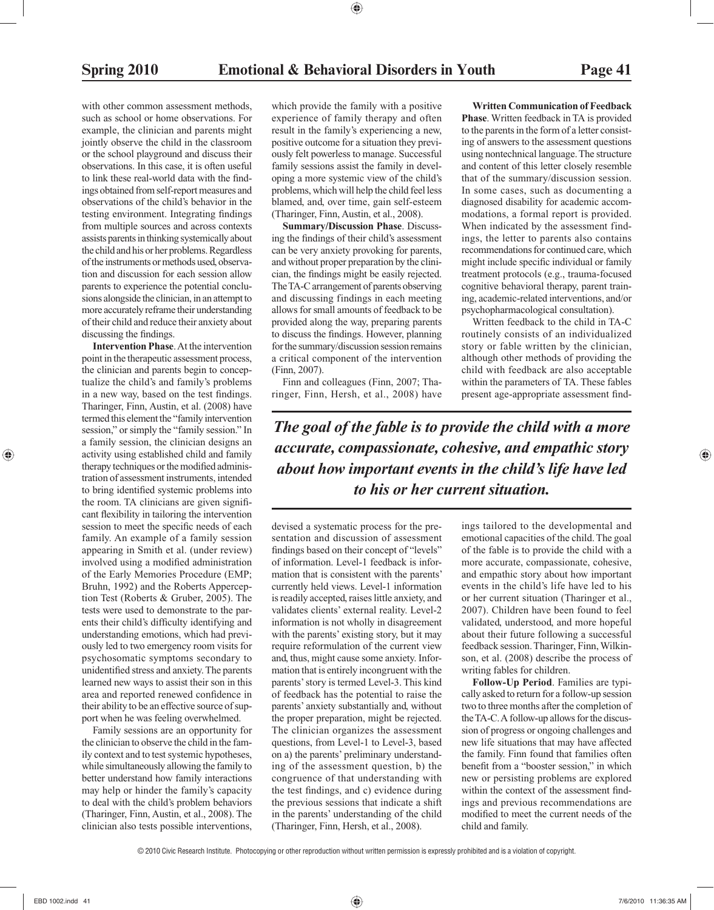with other common assessment methods, such as school or home observations. For example, the clinician and parents might jointly observe the child in the classroom or the school playground and discuss their observations. In this case, it is often useful to link these real-world data with the findings obtained from self-report measures and observations of the child's behavior in the testing environment. Integrating findings from multiple sources and across contexts assists parents in thinking systemically about the child and his or her problems. Regardless of the instruments or methods used, observation and discussion for each session allow parents to experience the potential conclusions alongside the clinician, in an attempt to more accurately reframe their understanding of their child and reduce their anxiety about discussing the findings.

**Intervention Phase**. At the intervention point in the therapeutic assessment process, the clinician and parents begin to conceptualize the child's and family's problems in a new way, based on the test findings. Tharinger, Finn, Austin, et al. (2008) have termed this element the "family intervention session," or simply the "family session." In a family session, the clinician designs an activity using established child and family therapy techniques or the modified administration of assessment instruments, intended to bring identified systemic problems into the room. TA clinicians are given significant flexibility in tailoring the intervention session to meet the specific needs of each family. An example of a family session appearing in Smith et al. (under review) involved using a modified administration of the Early Memories Procedure (EMP; Bruhn, 1992) and the Roberts Apperception Test (Roberts & Gruber, 2005). The tests were used to demonstrate to the parents their child's difficulty identifying and understanding emotions, which had previously led to two emergency room visits for psychosomatic symptoms secondary to unidentified stress and anxiety. The parents learned new ways to assist their son in this area and reported renewed confidence in their ability to be an effective source of support when he was feeling overwhelmed.

Family sessions are an opportunity for the clinician to observe the child in the family context and to test systemic hypotheses, while simultaneously allowing the family to better understand how family interactions may help or hinder the family's capacity to deal with the child's problem behaviors (Tharinger, Finn, Austin, et al., 2008). The clinician also tests possible interventions, which provide the family with a positive experience of family therapy and often result in the family's experiencing a new, positive outcome for a situation they previously felt powerless to manage. Successful family sessions assist the family in developing a more systemic view of the child's problems, which will help the child feel less blamed, and, over time, gain self-esteem (Tharinger, Finn, Austin, et al., 2008).

**Summary/Discussion Phase**. Discussing the findings of their child's assessment can be very anxiety provoking for parents, and without proper preparation by the clinician, the findings might be easily rejected. The TA-C arrangement of parents observing and discussing findings in each meeting allows for small amounts of feedback to be provided along the way, preparing parents to discuss the findings. However, planning for the summary/discussion session remains a critical component of the intervention (Finn, 2007).

Finn and colleagues (Finn, 2007; Tharinger, Finn, Hersh, et al., 2008) have devised a systematic process for the presentation and discussion of assessment findings based on their concept of "levels" of information. Level-1 feedback is information that is consistent with the parents' currently held views. Level-1 information is readily accepted, raises little anxiety, and validates clients' external reality. Level-2 information is not wholly in disagreement with the parents' existing story, but it may require reformulation of the current view and, thus, might cause some anxiety. Information that is entirely incongruent with the parents' story is termed Level-3. This kind of feedback has the potential to raise the parents' anxiety substantially and, without the proper preparation, might be rejected. The clinician organizes the assessment questions, from Level-1 to Level-3, based on a) the parents' preliminary understanding of the assessment question, b) the congruence of that understanding with the test findings, and c) evidence during the previous sessions that indicate a shift in the parents' understanding of the child (Tharinger, Finn, Hersh, et al., 2008).

**Written Communication of Feedback Phase**. Written feedback in TA is provided to the parents in the form of a letter consisting of answers to the assessment questions using nontechnical language. The structure and content of this letter closely resemble that of the summary/discussion session. In some cases, such as documenting a diagnosed disability for academic accommodations, a formal report is provided. When indicated by the assessment findings, the letter to parents also contains recommendations for continued care, which might include specific individual or family treatment protocols (e.g., trauma-focused cognitive behavioral therapy, parent training, academic-related interventions, and/or psychopharmacological consultation).

Written feedback to the child in TA-C routinely consists of an individualized story or fable written by the clinician, although other methods of providing the child with feedback are also acceptable within the parameters of TA. These fables present age-appropriate assessment findings tailored to the developmental and emotional capacities of the child. The goal of the fable is to provide the child with a more accurate, compassionate, cohesive, and empathic story about how important events in the child's life have led to his or her current situation (Tharinger et al., 2007). Children have been found to feel validated, understood, and more hopeful about their future following a successful feedback session. Tharinger, Finn, Wilkinson, et al. (2008) describe the process of writing fables for children.

> ***The goal of the fable is to provide the child with a more accurate, compassionate, cohesive, and empathic story about how important events in the child's life have led to his or her current situation.***

**Follow-Up Period**. Families are typically asked to return for a follow-up session two to three months after the completion of the TA-C. A follow-up allows for the discussion of progress or ongoing challenges and new life situations that may have affected the family. Finn found that families often benefit from a "booster session," in which new or persisting problems are explored within the context of the assessment findings and previous recommendations are modified to meet the current needs of the child and family.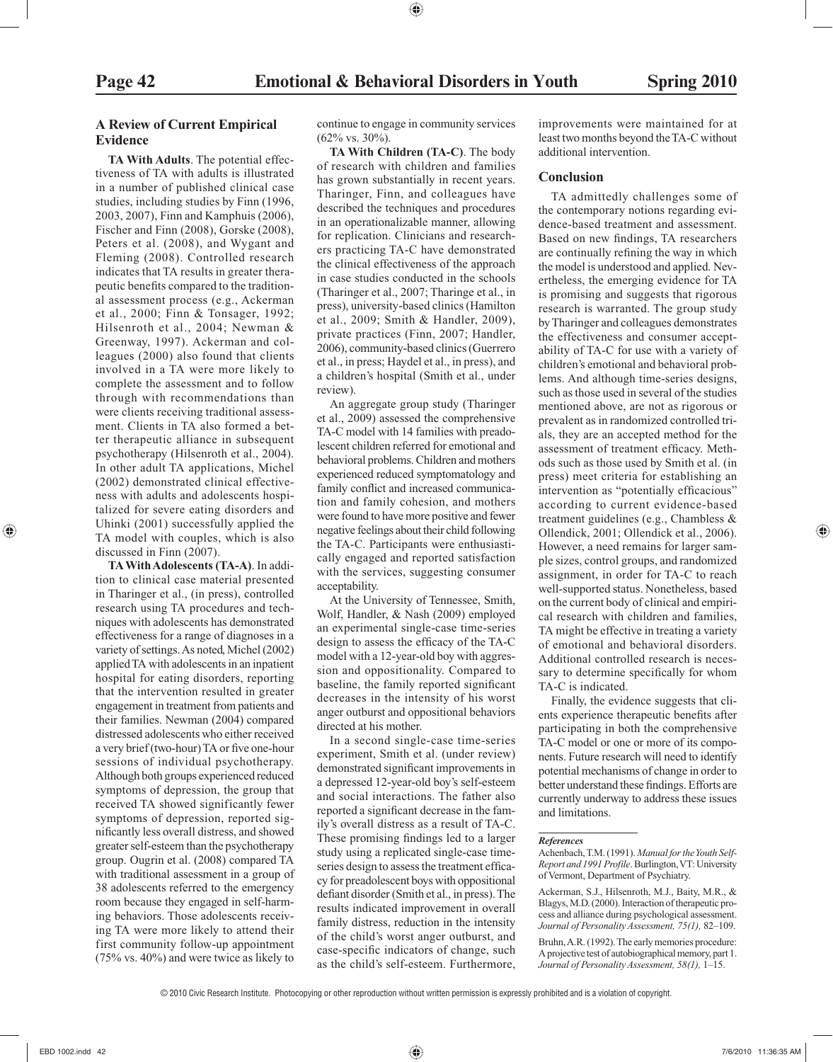## A Review of Current Empirical Evidence

**TA With Adults**. The potential effectiveness of TA with adults is illustrated in a number of published clinical case studies, including studies by Finn (1996, 2003, 2007), Finn and Kamphuis (2006), Fischer and Finn (2008), Gorske (2008), Peters et al. (2008), and Wygant and Fleming (2008). Controlled research indicates that TA results in greater therapeutic benefits compared to the traditional assessment process (e.g., Ackerman et al., 2000; Finn & Tonsager, 1992; Hilsenroth et al., 2004; Newman & Greenway, 1997). Ackerman and colleagues (2000) also found that clients involved in a TA were more likely to complete the assessment and to follow through with recommendations than were clients receiving traditional assessment. Clients in TA also formed a better therapeutic alliance in subsequent psychotherapy (Hilsenroth et al., 2004). In other adult TA applications, Michel (2002) demonstrated clinical effectiveness with adults and adolescents hospitalized for severe eating disorders and Uhinki (2001) successfully applied the TA model with couples, which is also discussed in Finn (2007).

**TA With Adolescents (TA-A)**. In addition to clinical case material presented in Tharinger et al., (in press), controlled research using TA procedures and techniques with adolescents has demonstrated effectiveness for a range of diagnoses in a variety of settings. As noted, Michel (2002) applied TA with adolescents in an inpatient hospital for eating disorders, reporting that the intervention resulted in greater engagement in treatment from patients and their families. Newman (2004) compared distressed adolescents who either received a very brief (two-hour) TA or five one-hour sessions of individual psychotherapy. Although both groups experienced reduced symptoms of depression, the group that received TA showed significantly fewer symptoms of depression, reported significantly less overall distress, and showed greater self-esteem than the psychotherapy group. Ougrin et al. (2008) compared TA with traditional assessment in a group of 38 adolescents referred to the emergency room because they engaged in self-harming behaviors. Those adolescents receiving TA were more likely to attend their first community follow-up appointment (75% vs. 40%) and were twice as likely to continue to engage in community services (62% vs. 30%).

**TA With Children (TA-C)**. The body of research with children and families has grown substantially in recent years. Tharinger, Finn, and colleagues have described the techniques and procedures in an operationalizable manner, allowing for replication. Clinicians and researchers practicing TA-C have demonstrated the clinical effectiveness of the approach in case studies conducted in the schools (Tharinger et al., 2007; Tharinge et al., in press), university-based clinics (Hamilton et al., 2009; Smith & Handler, 2009), private practices (Finn, 2007; Handler, 2006), community-based clinics (Guerrero et al., in press; Haydel et al., in press), and a children's hospital (Smith et al., under review).

An aggregate group study (Tharinger et al., 2009) assessed the comprehensive TA-C model with 14 families with preadolescent children referred for emotional and behavioral problems. Children and mothers experienced reduced symptomatology and family conflict and increased communication and family cohesion, and mothers were found to have more positive and fewer negative feelings about their child following the TA-C. Participants were enthusiastically engaged and reported satisfaction with the services, suggesting consumer acceptability.

At the University of Tennessee, Smith, Wolf, Handler, & Nash (2009) employed an experimental single-case time-series design to assess the efficacy of the TA-C model with a 12-year-old boy with aggression and oppositionality. Compared to baseline, the family reported significant decreases in the intensity of his worst anger outburst and oppositional behaviors directed at his mother.

In a second single-case time-series experiment, Smith et al. (under review) demonstrated significant improvements in a depressed 12-year-old boy's self-esteem and social interactions. The father also reported a significant decrease in the family's overall distress as a result of TA-C. These promising findings led to a larger study using a replicated single-case time-series design to assess the treatment efficacy for preadolescent boys with oppositional defiant disorder (Smith et al., in press). The results indicated improvement in overall family distress, reduction in the intensity of the child's worst anger outburst, and case-specific indicators of change, such as the child's self-esteem. Furthermore, improvements were maintained for at least two months beyond the TA-C without additional intervention.

## Conclusion

TA admittedly challenges some of the contemporary notions regarding evidence-based treatment and assessment. Based on new findings, TA researchers are continually refining the way in which the model is understood and applied. Nevertheless, the emerging evidence for TA is promising and suggests that rigorous research is warranted. The group study by Tharinger and colleagues demonstrates the effectiveness and consumer acceptability of TA-C for use with a variety of children's emotional and behavioral problems. And although time-series designs, such as those used in several of the studies mentioned above, are not as rigorous or prevalent as in randomized controlled trials, they are an accepted method for the assessment of treatment efficacy. Methods such as those used by Smith et al. (in press) meet criteria for establishing an intervention as "potentially efficacious" according to current evidence-based treatment guidelines (e.g., Chambless & Ollendick, 2001; Ollendick et al., 2006). However, a need remains for larger sample sizes, control groups, and randomized assignment, in order for TA-C to reach well-supported status. Nonetheless, based on the current body of clinical and empirical research with children and families, TA might be effective in treating a variety of emotional and behavioral disorders. Additional controlled research is necessary to determine specifically for whom TA-C is indicated.

Finally, the evidence suggests that clients experience therapeutic benefits after participating in both the comprehensive TA-C model or one or more of its components. Future research will need to identify potential mechanisms of change in order to better understand these findings. Efforts are currently underway to address these issues and limitations.

***References***

Achenbach, T.M. (1991). *Manual for the Youth Self-Report and 1991 Profile*. Burlington, VT: University of Vermont, Department of Psychiatry.

Ackerman, S.J., Hilsenroth, M.J., Baity, M.R., & Blagys, M.D. (2000). Interaction of therapeutic process and alliance during psychological assessment. *Journal of Personality Assessment, 75(1),* 82–109.

Bruhn, A.R. (1992). The early memories procedure: A projective test of autobiographical memory, part 1. *Journal of Personality Assessment, 58(1),* 1–15.

© 2010 Civic Research Institute. Photocopying or other reproduction without written permission is expressly prohibited and is a violation of copyright.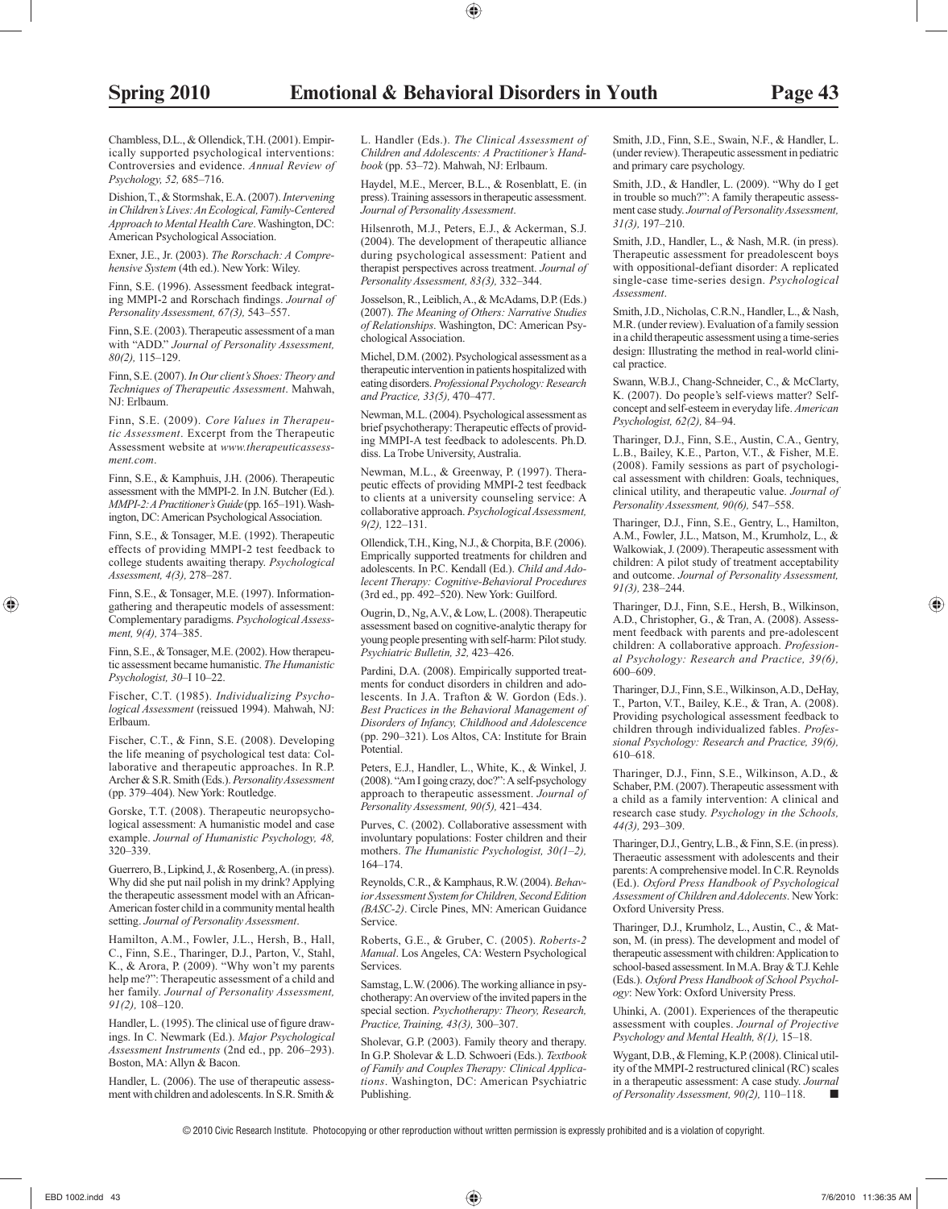Chambless, D.L., & Ollendick, T.H. (2001). Empirically supported psychological interventions: Controversies and evidence. *Annual Review of Psychology, 52,* 685–716.

Dishion, T., & Stormshak, E.A. (2007). *Intervening in Children's Lives: An Ecological, Family-Centered Approach to Mental Health Care*. Washington, DC: American Psychological Association.

Exner, J.E., Jr. (2003). *The Rorschach: A Comprehensive System* (4th ed.). New York: Wiley.

Finn, S.E. (1996). Assessment feedback integrating MMPI-2 and Rorschach findings. *Journal of Personality Assessment, 67(3),* 543–557.

Finn, S.E. (2003). Therapeutic assessment of a man with "ADD." *Journal of Personality Assessment, 80(2),* 115–129.

Finn, S.E. (2007). *In Our client's Shoes: Theory and Techniques of Therapeutic Assessment*. Mahwah, NJ: Erlbaum.

Finn, S.E. (2009). *Core Values in Therapeutic Assessment*. Excerpt from the Therapeutic Assessment website at *www.therapeuticassessment.com*.

Finn, S.E., & Kamphuis, J.H. (2006). Therapeutic assessment with the MMPI-2. In J.N. Butcher (Ed.). *MMPI-2: A Practitioner's Guide* (pp. 165–191). Washington, DC: American Psychological Association.

Finn, S.E., & Tonsager, M.E. (1992). Therapeutic effects of providing MMPI-2 test feedback to college students awaiting therapy. *Psychological Assessment, 4(3),* 278–287.

Finn, S.E., & Tonsager, M.E. (1997). Information-gathering and therapeutic models of assessment: Complementary paradigms. *Psychological Assessment, 9(4),* 374–385.

Finn, S.E., & Tonsager, M.E. (2002). How therapeutic assessment became humanistic. *The Humanistic Psychologist, 30–*I 10–22.

Fischer, C.T. (1985). *Individualizing Psychological Assessment* (reissued 1994). Mahwah, NJ: Erlbaum.

Fischer, C.T., & Finn, S.E. (2008). Developing the life meaning of psychological test data: Collaborative and therapeutic approaches. In R.P. Archer & S.R. Smith (Eds.). *Personality Assessment* (pp. 379–404). New York: Routledge.

Gorske, T.T. (2008). Therapeutic neuropsychological assessment: A humanistic model and case example. *Journal of Humanistic Psychology, 48,* 320–339.

Guerrero, B., Lipkind, J., & Rosenberg, A. (in press). Why did she put nail polish in my drink? Applying the therapeutic assessment model with an African-American foster child in a community mental health setting. *Journal of Personality Assessment*.

Hamilton, A.M., Fowler, J.L., Hersh, B., Hall, C., Finn, S.E., Tharinger, D.J., Parton, V., Stahl, K., & Arora, P. (2009). "Why won't my parents help me?": Therapeutic assessment of a child and her family. *Journal of Personality Assessment, 91(2),* 108–120.

Handler, L. (1995). The clinical use of figure drawings. In C. Newmark (Ed.). *Major Psychological Assessment Instruments* (2nd ed., pp. 206–293). Boston, MA: Allyn & Bacon.

Handler, L. (2006). The use of therapeutic assessment with children and adolescents. In S.R. Smith & L. Handler (Eds.). *The Clinical Assessment of Children and Adolescents: A Practitioner's Handbook* (pp. 53–72). Mahwah, NJ: Erlbaum.

Haydel, M.E., Mercer, B.L., & Rosenblatt, E. (in press). Training assessors in therapeutic assessment. *Journal of Personality Assessment*.

Hilsenroth, M.J., Peters, E.J., & Ackerman, S.J. (2004). The development of therapeutic alliance during psychological assessment: Patient and therapist perspectives across treatment. *Journal of Personality Assessment, 83(3),* 332–344.

Josselson, R., Leiblich, A., & McAdams, D.P. (Eds.) (2007). *The Meaning of Others: Narrative Studies of Relationships*. Washington, DC: American Psychological Association.

Michel, D.M. (2002). Psychological assessment as a therapeutic intervention in patients hospitalized with eating disorders. *Professional Psychology: Research and Practice, 33(5),* 470–477.

Newman, M.L. (2004). Psychological assessment as brief psychotherapy: Therapeutic effects of providing MMPI-A test feedback to adolescents. Ph.D. diss. La Trobe University, Australia.

Newman, M.L., & Greenway, P. (1997). Therapeutic effects of providing MMPI-2 test feedback to clients at a university counseling service: A collaborative approach. *Psychological Assessment, 9(2),* 122–131.

Ollendick, T.H., King, N.J., & Chorpita, B.F. (2006). Emprically supported treatments for children and adolescents. In P.C. Kendall (Ed.). *Child and Adolecent Therapy: Cognitive-Behavioral Procedures* (3rd ed., pp. 492–520). New York: Guilford.

Ougrin, D., Ng, A.V., & Low, L. (2008). Therapeutic assessment based on cognitive-analytic therapy for young people presenting with self-harm: Pilot study. *Psychiatric Bulletin, 32,* 423–426.

Pardini, D.A. (2008). Empirically supported treatments for conduct disorders in children and adolescents. In J.A. Trafton & W. Gordon (Eds.). *Best Practices in the Behavioral Management of Disorders of Infancy, Childhood and Adolescence* (pp. 290–321). Los Altos, CA: Institute for Brain Potential.

Peters, E.J., Handler, L., White, K., & Winkel, J. (2008). "Am I going crazy, doc?": A self-psychology approach to therapeutic assessment. *Journal of Personality Assessment, 90(5),* 421–434.

Purves, C. (2002). Collaborative assessment with involuntary populations: Foster children and their mothers. *The Humanistic Psychologist, 30(1–2),* 164–174.

Reynolds, C.R., & Kamphaus, R.W. (2004). *Behavior Assessment System for Children, Second Edition (BASC-2)*. Circle Pines, MN: American Guidance Service.

Roberts, G.E., & Gruber, C. (2005). *Roberts-2 Manual*. Los Angeles, CA: Western Psychological Services.

Samstag, L.W. (2006). The working alliance in psychotherapy: An overview of the invited papers in the special section. *Psychotherapy: Theory, Research, Practice, Training, 43(3),* 300–307.

Sholevar, G.P. (2003). Family theory and therapy. In G.P. Sholevar & L.D. Schwoeri (Eds.). *Textbook of Family and Couples Therapy: Clinical Applications*. Washington, DC: American Psychiatric Publishing.

Smith, J.D., Finn, S.E., Swain, N.F., & Handler, L. (under review). Therapeutic assessment in pediatric and primary care psychology.

Smith, J.D., & Handler, L. (2009). "Why do I get in trouble so much?": A family therapeutic assessment case study. *Journal of Personality Assessment, 31(3),* 197–210.

Smith, J.D., Handler, L., & Nash, M.R. (in press). Therapeutic assessment for preadolescent boys with oppositional-defiant disorder: A replicated single-case time-series design. *Psychological Assessment*.

Smith, J.D., Nicholas, C.R.N., Handler, L., & Nash, M.R. (under review). Evaluation of a family session in a child therapeutic assessment using a time-series design: Illustrating the method in real-world clinical practice.

Swann, W.B.J., Chang-Schneider, C., & McClarty, K. (2007). Do people's self-views matter? Self-concept and self-esteem in everyday life. *American Psychologist, 62(2),* 84–94.

Tharinger, D.J., Finn, S.E., Austin, C.A., Gentry, L.B., Bailey, K.E., Parton, V.T., & Fisher, M.E. (2008). Family sessions as part of psychological assessment with children: Goals, techniques, clinical utility, and therapeutic value. *Journal of Personality Assessment, 90(6),* 547–558.

Tharinger, D.J., Finn, S.E., Gentry, L., Hamilton, A.M., Fowler, J.L., Matson, M., Krumholz, L., & Walkowiak, J. (2009). Therapeutic assessment with children: A pilot study of treatment acceptability and outcome. *Journal of Personality Assessment, 91(3),* 238–244.

Tharinger, D.J., Finn, S.E., Hersh, B., Wilkinson, A.D., Christopher, G., & Tran, A. (2008). Assessment feedback with parents and pre-adolescent children: A collaborative approach. *Professional Psychology: Research and Practice, 39(6),* 600–609.

Tharinger, D.J., Finn, S.E., Wilkinson, A.D., DeHay, T., Parton, V.T., Bailey, K.E., & Tran, A. (2008). Providing psychological assessment feedback to children through individualized fables. *Professional Psychology: Research and Practice, 39(6),* 610–618.

Tharinger, D.J., Finn, S.E., Wilkinson, A.D., & Schaber, P.M. (2007). Therapeutic assessment with a child as a family intervention: A clinical and research case study. *Psychology in the Schools, 44(3),* 293–309.

Tharinger, D.J., Gentry, L.B., & Finn, S.E. (in press). Theraeutic assessment with adolescents and their parents: A comprehensive model. In C.R. Reynolds (Ed.). *Oxford Press Handbook of Psychological Assessment of Children and Adolecents*. New York: Oxford University Press.

Tharinger, D.J., Krumholz, L., Austin, C., & Matson, M. (in press). The development and model of therapeutic assessment with children: Application to school-based assessment. In M.A. Bray & T.J. Kehle (Eds.). *Oxford Press Handbook of School Psychology*: New York: Oxford University Press.

Uhinki, A. (2001). Experiences of the therapeutic assessment with couples. *Journal of Projective Psychology and Mental Health, 8(1),* 15–18.

Wygant, D.B., & Fleming, K.P. (2008). Clinical utility of the MMPI-2 restructured clinical (RC) scales in a therapeutic assessment: A case study. *Journal of Personality Assessment, 90(2),* 110–118. ■

© 2010 Civic Research Institute. Photocopying or other reproduction without written permission is expressly prohibited and is a violation of copyright.